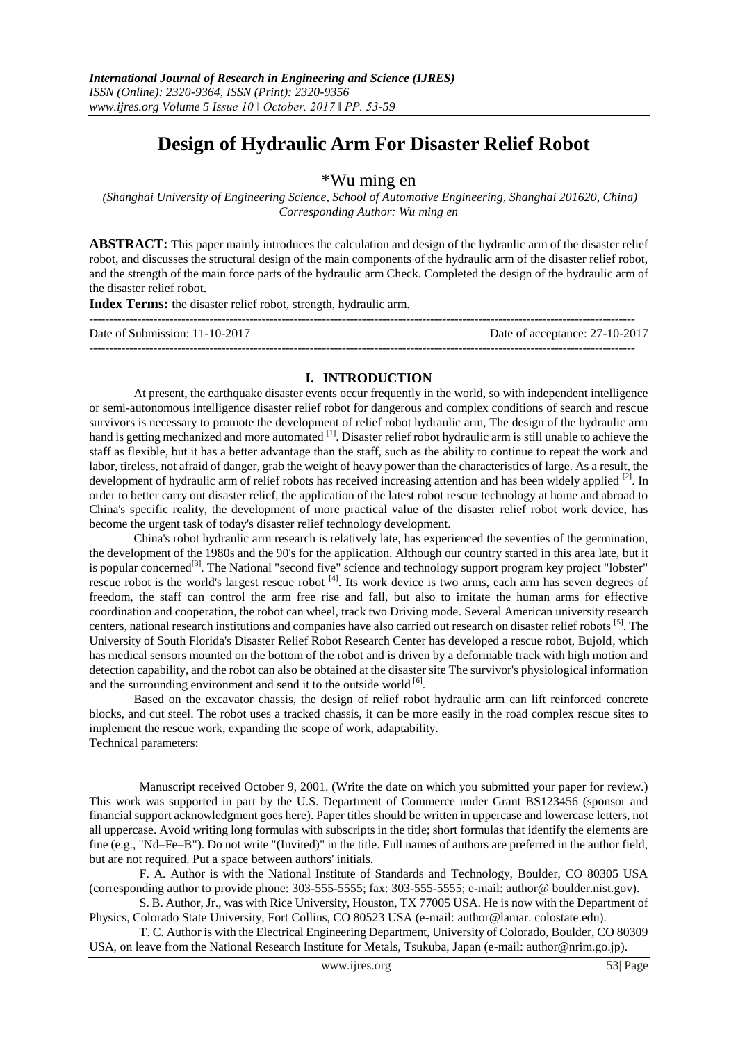# Design of Hydraulic Arm For Disaster Relief Robot

\*Wu ming en

*(Shanghai University of Engineering Science, School of Automotive Engineering, Shanghai 201620, China)*
*Corresponding Author: Wu ming en*

---

**ABSTRACT:** This paper mainly introduces the calculation and design of the hydraulic arm of the disaster relief robot, and discusses the structural design of the main components of the hydraulic arm of the disaster relief robot, and the strength of the main force parts of the hydraulic arm Check. Completed the design of the hydraulic arm of the disaster relief robot.

**Index Terms:** the disaster relief robot, strength, hydraulic arm.

---

Date of Submission: 11-10-2017 Date of acceptance: 27-10-2017

---

## I. INTRODUCTION

At present, the earthquake disaster events occur frequently in the world, so with independent intelligence or semi-autonomous intelligence disaster relief robot for dangerous and complex conditions of search and rescue survivors is necessary to promote the development of relief robot hydraulic arm, The design of the hydraulic arm hand is getting mechanized and more automated [1]. Disaster relief robot hydraulic arm is still unable to achieve the staff as flexible, but it has a better advantage than the staff, such as the ability to continue to repeat the work and labor, tireless, not afraid of danger, grab the weight of heavy power than the characteristics of large. As a result, the development of hydraulic arm of relief robots has received increasing attention and has been widely applied [2]. In order to better carry out disaster relief, the application of the latest robot rescue technology at home and abroad to China's specific reality, the development of more practical value of the disaster relief robot work device, has become the urgent task of today's disaster relief technology development.

China's robot hydraulic arm research is relatively late, has experienced the seventies of the germination, the development of the 1980s and the 90's for the application. Although our country started in this area late, but it is popular concerned[3]. The National "second five" science and technology support program key project "lobster" rescue robot is the world's largest rescue robot [4]. Its work device is two arms, each arm has seven degrees of freedom, the staff can control the arm free rise and fall, but also to imitate the human arms for effective coordination and cooperation, the robot can wheel, track two Driving mode. Several American university research centers, national research institutions and companies have also carried out research on disaster relief robots [5]. The University of South Florida's Disaster Relief Robot Research Center has developed a rescue robot, Bujold, which has medical sensors mounted on the bottom of the robot and is driven by a deformable track with high motion and detection capability, and the robot can also be obtained at the disaster site The survivor's physiological information and the surrounding environment and send it to the outside world [6].

Based on the excavator chassis, the design of relief robot hydraulic arm can lift reinforced concrete blocks, and cut steel. The robot uses a tracked chassis, it can be more easily in the road complex rescue sites to implement the rescue work, expanding the scope of work, adaptability.

Technical parameters:

Manuscript received October 9, 2001. (Write the date on which you submitted your paper for review.) This work was supported in part by the U.S. Department of Commerce under Grant BS123456 (sponsor and financial support acknowledgment goes here). Paper titles should be written in uppercase and lowercase letters, not all uppercase. Avoid writing long formulas with subscripts in the title; short formulas that identify the elements are fine (e.g., "Nd–Fe–B"). Do not write "(Invited)" in the title. Full names of authors are preferred in the author field, but are not required. Put a space between authors' initials.

F. A. Author is with the National Institute of Standards and Technology, Boulder, CO 80305 USA (corresponding author to provide phone: 303-555-5555; fax: 303-555-5555; e-mail: author@ boulder.nist.gov).

S. B. Author, Jr., was with Rice University, Houston, TX 77005 USA. He is now with the Department of Physics, Colorado State University, Fort Collins, CO 80523 USA (e-mail: author@lamar. colostate.edu).

T. C. Author is with the Electrical Engineering Department, University of Colorado, Boulder, CO 80309 USA, on leave from the National Research Institute for Metals, Tsukuba, Japan (e-mail: author@nrim.go.jp).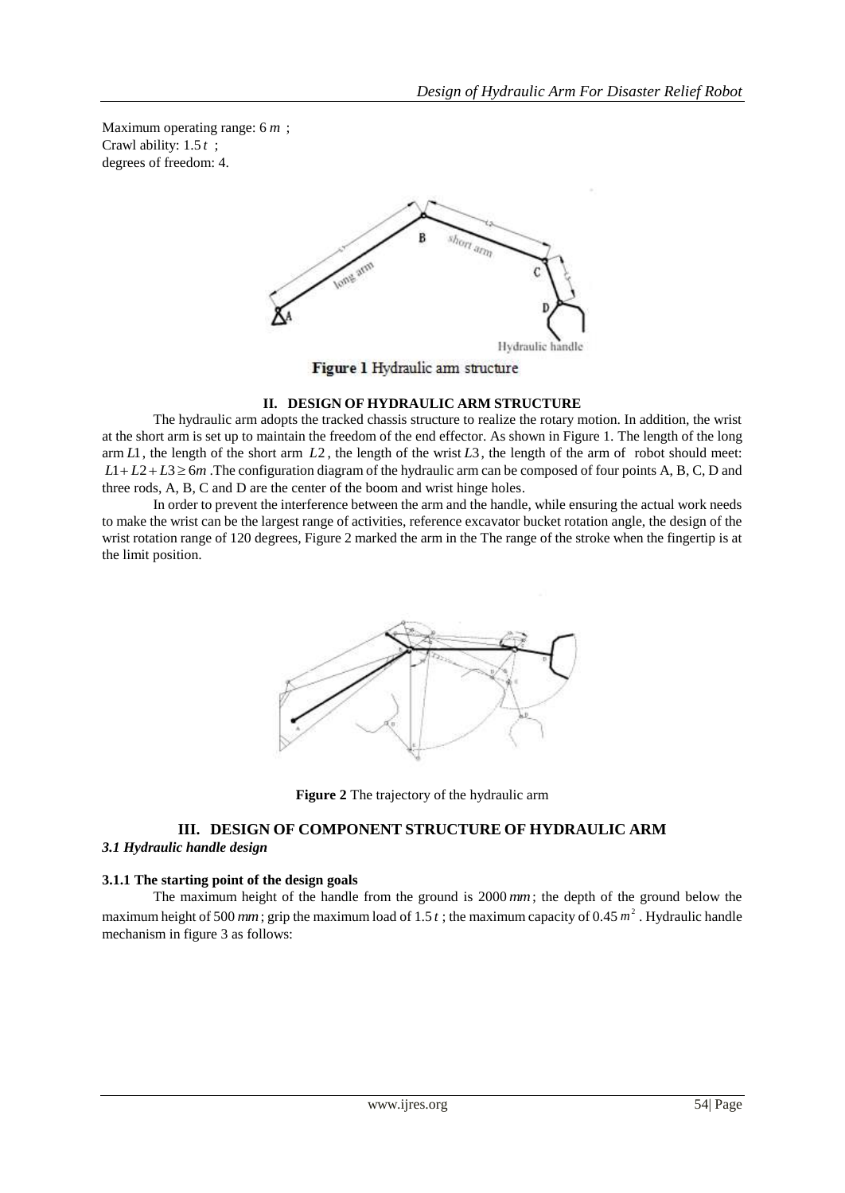Maximum operating range: 6 $m$ ;
Crawl ability: 1.5 $t$ ;
degrees of freedom: 4.

Figure 1 Hydraulic arm structure

## II. DESIGN OF HYDRAULIC ARM STRUCTURE

The hydraulic arm adopts the tracked chassis structure to realize the rotary motion. In addition, the wrist at the short arm is set up to maintain the freedom of the end effector. As shown in Figure 1. The length of the long arm $L1$, the length of the short arm $L2$, the length of the wrist $L3$, the length of the arm of robot should meet: $L1+L2+L3 \geq 6m$ .The configuration diagram of the hydraulic arm can be composed of four points A, B, C, D and three rods, A, B, C and D are the center of the boom and wrist hinge holes.

In order to prevent the interference between the arm and the handle, while ensuring the actual work needs to make the wrist can be the largest range of activities, reference excavator bucket rotation angle, the design of the wrist rotation range of 120 degrees, Figure 2 marked the arm in the The range of the stroke when the fingertip is at the limit position.

**Figure 2** The trajectory of the hydraulic arm

## III. DESIGN OF COMPONENT STRUCTURE OF HYDRAULIC ARM

### *3.1 Hydraulic handle design*

#### 3.1.1 The starting point of the design goals

The maximum height of the handle from the ground is 2000 $mm$; the depth of the ground below the maximum height of 500 $mm$; grip the maximum load of 1.5 $t$ ; the maximum capacity of 0.45 $m^2$ . Hydraulic handle mechanism in figure 3 as follows: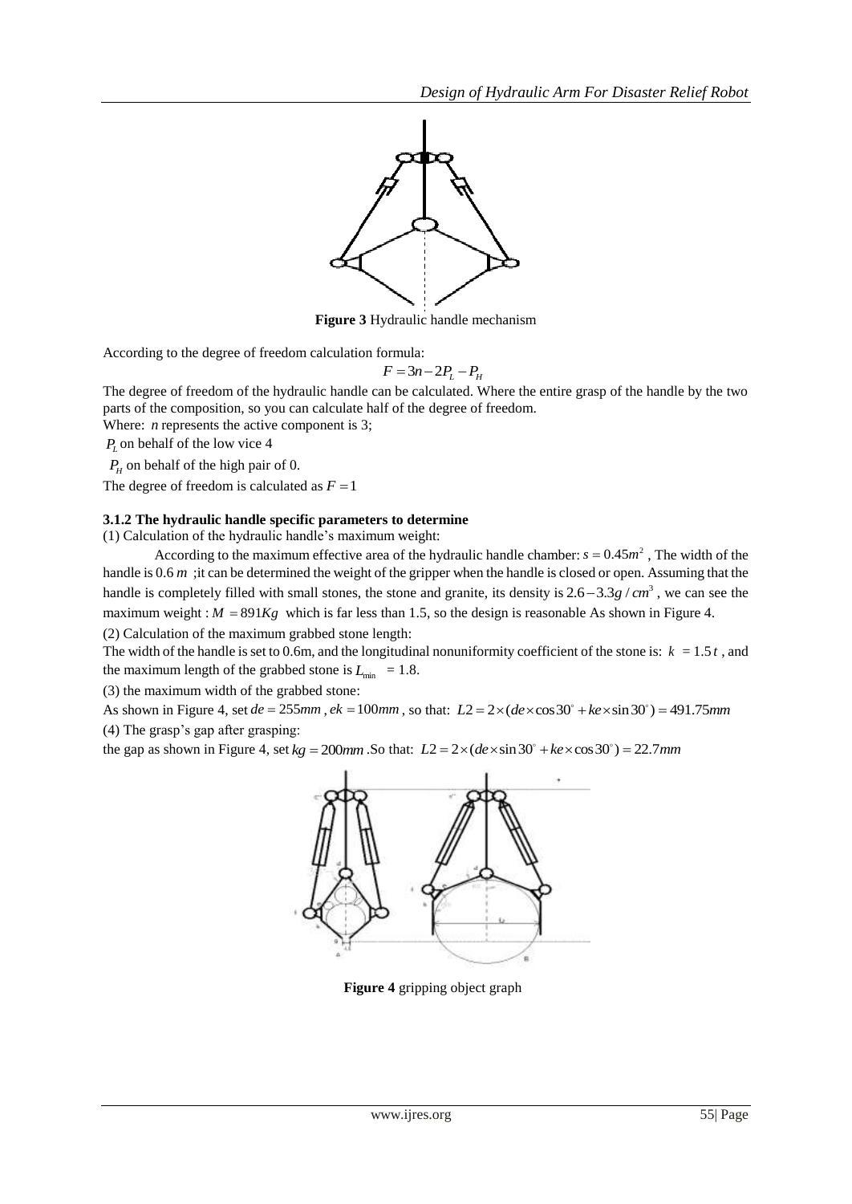**Figure 3** Hydraulic handle mechanism

According to the degree of freedom calculation formula:

$$F = 3n - 2P_L - P_H$$

The degree of freedom of the hydraulic handle can be calculated. Where the entire grasp of the handle by the two parts of the composition, so you can calculate half of the degree of freedom.

Where: $n$ represents the active component is 3;

$P_L$ on behalf of the low vice 4

$P_H$ on behalf of the high pair of 0.

The degree of freedom is calculated as $F = 1$

### 3.1.2 The hydraulic handle specific parameters to determine

(1) Calculation of the hydraulic handle's maximum weight:

According to the maximum effective area of the hydraulic handle chamber: $s = 0.45m^2$ , The width of the handle is 0.6 $m$ ;it can be determined the weight of the gripper when the handle is closed or open. Assuming that the handle is completely filled with small stones, the stone and granite, its density is $2.6 - 3.3g/cm^3$ , we can see the maximum weight : $M = 891Kg$ which is far less than 1.5, so the design is reasonable As shown in Figure 4.

(2) Calculation of the maximum grabbed stone length:

The width of the handle is set to 0.6m, and the longitudinal nonuniformity coefficient of the stone is: $k = 1.5t$ , and the maximum length of the grabbed stone is $L_{\min} = 1.8$.

(3) the maximum width of the grabbed stone:

As shown in Figure 4, set $de = 255mm$ , $ek = 100mm$ , so that: $L2 = 2 \times (de \times \cos 30^{\circ} + ke \times \sin 30^{\circ}) = 491.75mm$

(4) The grasp's gap after grasping:

the gap as shown in Figure 4, set $kg = 200mm$ .So that: $L2 = 2 \times (de \times \sin 30^{\circ} + ke \times \cos 30^{\circ}) = 22.7mm$

**Figure 4** gripping object graph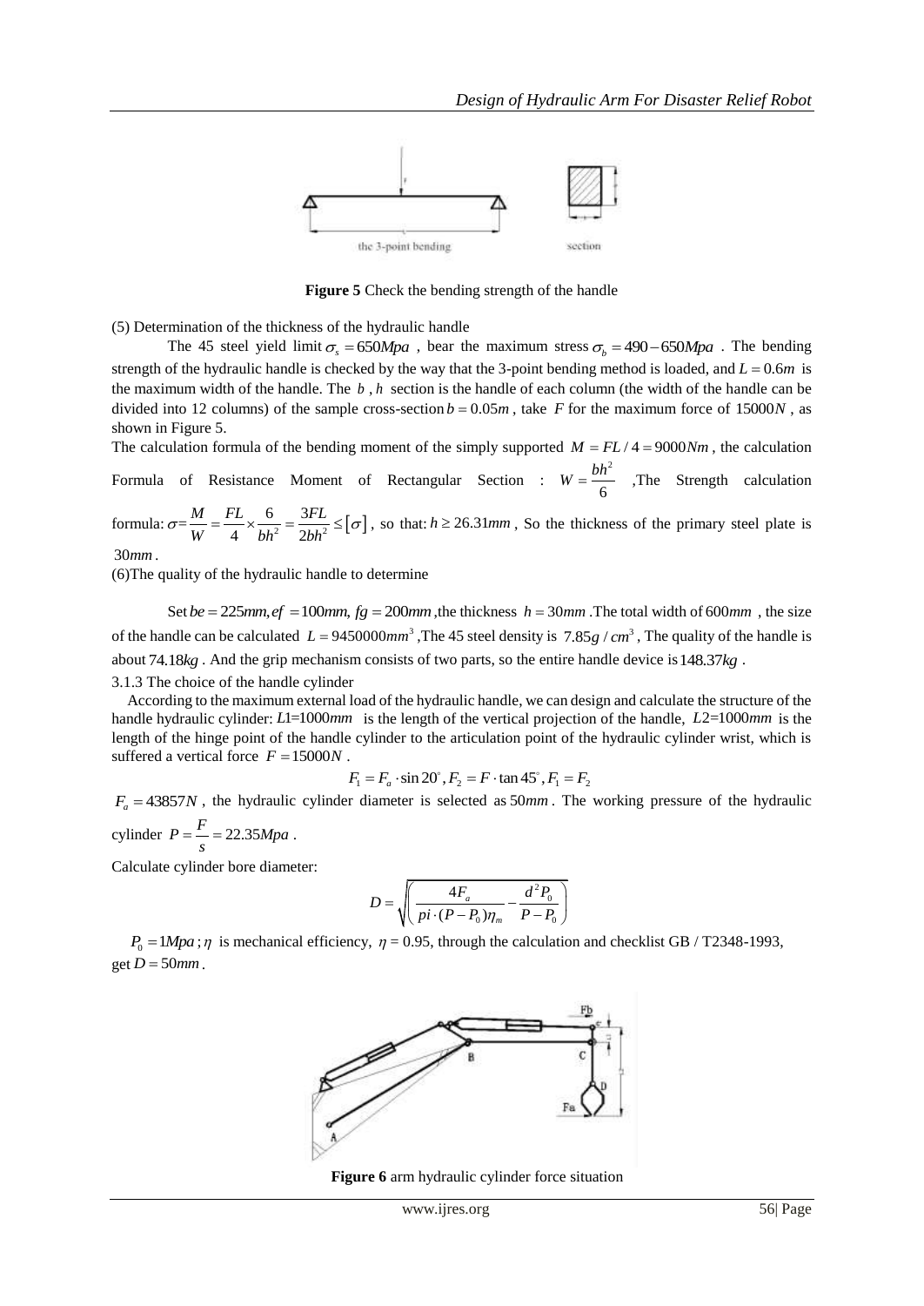**Figure 5** Check the bending strength of the handle

(5) Determination of the thickness of the hydraulic handle

The 45 steel yield limit $\sigma_s = 650Mpa$ , bear the maximum stress $\sigma_b = 490 - 650Mpa$ . The bending strength of the hydraulic handle is checked by the way that the 3-point bending method is loaded, and $L = 0.6m$ is the maximum width of the handle. The $b$ , $h$ section is the handle of each column (the width of the handle can be divided into 12 columns) of the sample cross-section $b = 0.05m$ , take $F$ for the maximum force of $15000N$ , as shown in Figure 5.

The calculation formula of the bending moment of the simply supported $M = FL/4 = 9000Nm$ , the calculation Formula of Resistance Moment of Rectangular Section : $W = \frac{bh^2}{6}$ ,The Strength calculation formula: $\sigma = \frac{M}{W} = \frac{FL}{4} \times \frac{6}{bh^2} = \frac{3FL}{2bh^2} \le [\sigma]$ , so that: $h \ge 26.31mm$ , So the thickness of the primary steel plate is $30mm$ .

(6)The quality of the hydraulic handle to determine

Set $be = 225mm, ef = 100mm, fg = 200mm$ ,the thickness $h = 30mm$ .The total width of $600mm$ , the size of the handle can be calculated $L = 9450000mm^3$ ,The 45 steel density is $7.85g/cm^3$ , The quality of the handle is about $74.18kg$ . And the grip mechanism consists of two parts, so the entire handle device is $148.37kg$ .

3.1.3 The choice of the handle cylinder

According to the maximum external load of the hydraulic handle, we can design and calculate the structure of the handle hydraulic cylinder: $L1 = 1000mm$ is the length of the vertical projection of the handle, $L2 = 1000mm$ is the length of the hinge point of the handle cylinder to the articulation point of the hydraulic cylinder wrist, which is suffered a vertical force $F = 15000N$ .

$$F_1 = F_a \cdot \sin 20^\circ, F_2 = F \cdot \tan 45^\circ, F_1 = F_2$$

$F_a = 43857N$ , the hydraulic cylinder diameter is selected as $50mm$ . The working pressure of the hydraulic cylinder $P = \frac{F}{s} = 22.35Mpa$ .

Calculate cylinder bore diameter:

$$D = \sqrt{\left(\frac{4F_a}{pi \cdot (P - P_0)\eta_m} - \frac{d^2 P_0}{P - P_0}\right)}$$

$P_0 = 1Mpa$ ; $\eta$ is mechanical efficiency, $\eta = 0.95$, through the calculation and checklist GB / T2348-1993, get $D = 50mm$ .

**Figure 6** arm hydraulic cylinder force situation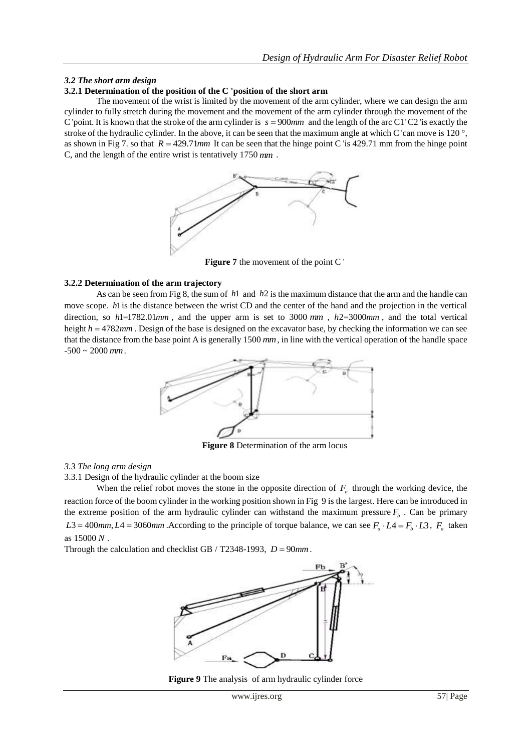### *3.2 The short arm design*

#### 3.2.1 Determination of the position of the C 'position of the short arm

The movement of the wrist is limited by the movement of the arm cylinder, where we can design the arm cylinder to fully stretch during the movement and the movement of the arm cylinder through the movement of the C 'point. It is known that the stroke of the arm cylinder is $s = 900mm$ and the length of the arc C1' C2 'is exactly the stroke of the hydraulic cylinder. In the above, it can be seen that the maximum angle at which C 'can move is 120 °, as shown in Fig 7. so that $R = 429.71mm$ It can be seen that the hinge point C 'is 429.71 mm from the hinge point C, and the length of the entire wrist is tentatively 1750 $mm$ .

**Figure 7** the movement of the point C '

#### 3.2.2 Determination of the arm trajectory

As can be seen from Fig 8, the sum of $h1$ and $h2$ is the maximum distance that the arm and the handle can move scope. $h1$ is the distance between the wrist CD and the center of the hand and the projection in the vertical direction, so $h1$=1782.01$mm$ , and the upper arm is set to 3000 $mm$ , $h2$=3000$mm$ , and the total vertical height $h = 4782mm$ . Design of the base is designed on the excavator base, by checking the information we can see that the distance from the base point A is generally 1500 $mm$, in line with the vertical operation of the handle space -500 ~ 2000 $mm$.

**Figure 8** Determination of the arm locus

### *3.3 The long arm design*

3.3.1 Design of the hydraulic cylinder at the boom size

When the relief robot moves the stone in the opposite direction of $F_a$ through the working device, the reaction force of the boom cylinder in the working position shown in Fig 9 is the largest. Here can be introduced in the extreme position of the arm hydraulic cylinder can withstand the maximum pressure $F_b$ . Can be primary $L3 = 400mm, L4 = 3060mm$ .According to the principle of torque balance, we can see $F_a \cdot L4 = F_b \cdot L3$, $F_a$ taken as 15000 $N$ .

Through the calculation and checklist GB / T2348-1993, $D = 90mm$.

**Figure 9** The analysis of arm hydraulic cylinder force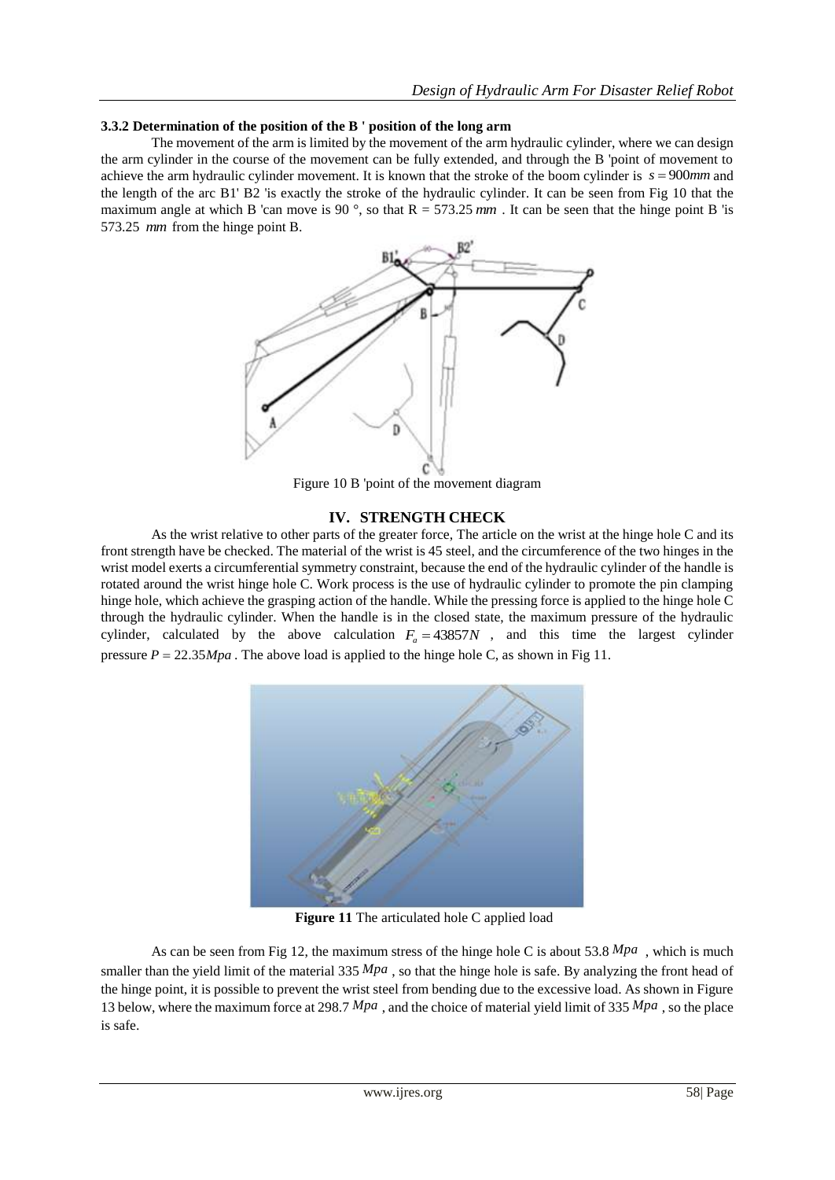### 3.3.2 Determination of the position of the B ' position of the long arm

The movement of the arm is limited by the movement of the arm hydraulic cylinder, where we can design the arm cylinder in the course of the movement can be fully extended, and through the B 'point of movement to achieve the arm hydraulic cylinder movement. It is known that the stroke of the boom cylinder is $s = 900mm$ and the length of the arc B1' B2 'is exactly the stroke of the hydraulic cylinder. It can be seen from Fig 10 that the maximum angle at which B 'can move is 90 °, so that R = 573.25 $mm$ . It can be seen that the hinge point B 'is 573.25 $mm$ from the hinge point B.

Figure 10 B 'point of the movement diagram

## IV. STRENGTH CHECK

As the wrist relative to other parts of the greater force, The article on the wrist at the hinge hole C and its front strength have be checked. The material of the wrist is 45 steel, and the circumference of the two hinges in the wrist model exerts a circumferential symmetry constraint, because the end of the hydraulic cylinder of the handle is rotated around the wrist hinge hole C. Work process is the use of hydraulic cylinder to promote the pin clamping hinge hole, which achieve the grasping action of the handle. While the pressing force is applied to the hinge hole C through the hydraulic cylinder. When the handle is in the closed state, the maximum pressure of the hydraulic cylinder, calculated by the above calculation $F_a = 43857N$ , and this time the largest cylinder pressure $P = 22.35Mpa$ . The above load is applied to the hinge hole C, as shown in Fig 11.

**Figure 11** The articulated hole C applied load

As can be seen from Fig 12, the maximum stress of the hinge hole C is about 53.8 $Mpa$ , which is much smaller than the yield limit of the material 335 $Mpa$ , so that the hinge hole is safe. By analyzing the front head of the hinge point, it is possible to prevent the wrist steel from bending due to the excessive load. As shown in Figure 13 below, where the maximum force at 298.7 $Mpa$ , and the choice of material yield limit of 335 $Mpa$ , so the place is safe.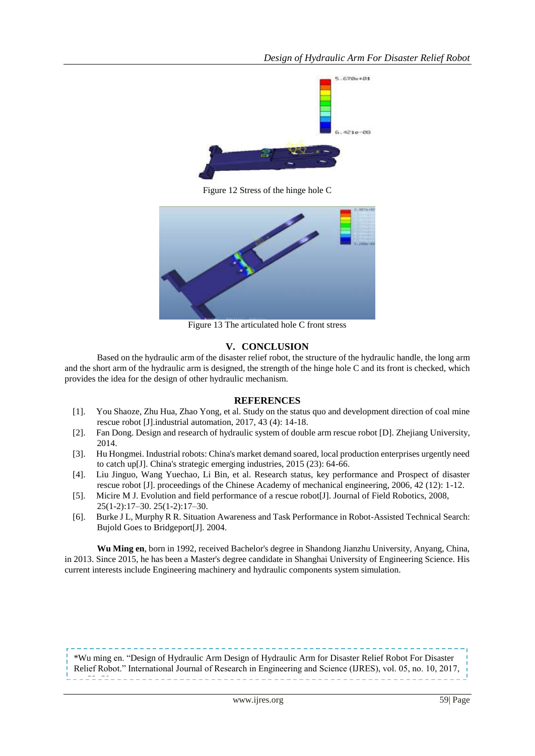Figure 12 Stress of the hinge hole C

Figure 13 The articulated hole C front stress

## V. CONCLUSION

Based on the hydraulic arm of the disaster relief robot, the structure of the hydraulic handle, the long arm and the short arm of the hydraulic arm is designed, the strength of the hinge hole C and its front is checked, which provides the idea for the design of other hydraulic mechanism.

## REFERENCES

[1]. You Shaoze, Zhu Hua, Zhao Yong, et al. Study on the status quo and development direction of coal mine rescue robot [J].industrial automation, 2017, 43 (4): 14-18.

[2]. Fan Dong. Design and research of hydraulic system of double arm rescue robot [D]. Zhejiang University, 2014.

[3]. Hu Hongmei. Industrial robots: China's market demand soared, local production enterprises urgently need to catch up[J]. China's strategic emerging industries, 2015 (23): 64-66.

[4]. Liu Jinguo, Wang Yuechao, Li Bin, et al. Research status, key performance and Prospect of disaster rescue robot [J]. proceedings of the Chinese Academy of mechanical engineering, 2006, 42 (12): 1-12.

[5]. Micire M J. Evolution and field performance of a rescue robot[J]. Journal of Field Robotics, 2008, 25(1-2):17–30. 25(1-2):17–30.

[6]. Burke J L, Murphy R R. Situation Awareness and Task Performance in Robot-Assisted Technical Search: Bujold Goes to Bridgeport[J]. 2004.

**Wu Ming en**, born in 1992, received Bachelor's degree in Shandong Jianzhu University, Anyang, China, in 2013. Since 2015, he has been a Master's degree candidate in Shanghai University of Engineering Science. His current interests include Engineering machinery and hydraulic components system simulation.

*Wu ming en. "Design of Hydraulic Arm Design of Hydraulic Arm for Disaster Relief Robot For Disaster Relief Robot." International Journal of Research in Engineering and Science (IJRES), vol. 05, no. 10, 2017,